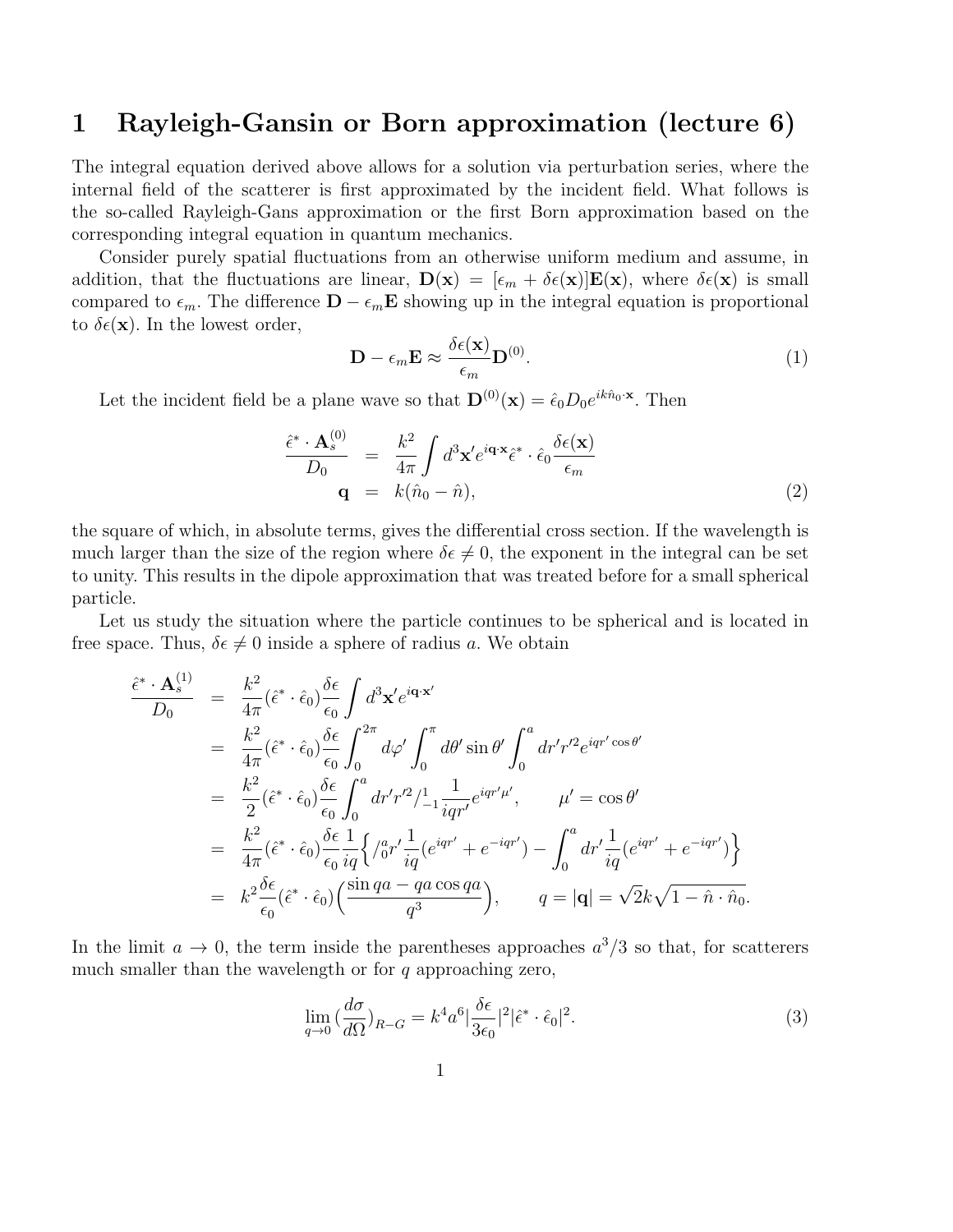# 1 Rayleigh-Gansin or Born approximation (lecture 6)

The integral equation derived above allows for a solution via perturbation series, where the internal field of the scatterer is first approximated by the incident field. What follows is the so-called Rayleigh-Gans approximation or the first Born approximation based on the corresponding integral equation in quantum mechanics.

Consider purely spatial fluctuations from an otherwise uniform medium and assume, in addition, that the fluctuations are linear, $\mathbf{D}(\mathbf{x}) = [\epsilon_m + \delta\epsilon(\mathbf{x})]\mathbf{E}(\mathbf{x})$, where $\delta\epsilon(\mathbf{x})$ is small compared to $\epsilon_m$. The difference $\mathbf{D} - \epsilon_m \mathbf{E}$ showing up in the integral equation is proportional to $\delta\epsilon(\mathbf{x})$. In the lowest order,

$$\mathbf{D} - \epsilon_m \mathbf{E} \approx \frac{\delta\epsilon(\mathbf{x})}{\epsilon_m}\mathbf{D}^{(0)}. \tag{1}$$

Let the incident field be a plane wave so that $\mathbf{D}^{(0)}(\mathbf{x}) = \hat{\epsilon}_0 D_0 e^{ik\hat{n}_0 \cdot \mathbf{x}}$. Then

$$\begin{aligned}
\frac{\hat{\epsilon}^* \cdot \mathbf{A}_s^{(0)}}{D_0} &= \frac{k^2}{4\pi}\int d^3\mathbf{x}' e^{i\mathbf{q}\cdot\mathbf{x}} \hat{\epsilon}^* \cdot \hat{\epsilon}_0 \frac{\delta\epsilon(\mathbf{x})}{\epsilon_m} \\
\mathbf{q} &= k(\hat{n}_0 - \hat{n}),
\end{aligned} \tag{2}$$

the square of which, in absolute terms, gives the differential cross section. If the wavelength is much larger than the size of the region where $\delta\epsilon \neq 0$, the exponent in the integral can be set to unity. This results in the dipole approximation that was treated before for a small spherical particle.

Let us study the situation where the particle continues to be spherical and is located in free space. Thus, $\delta\epsilon \neq 0$ inside a sphere of radius $a$. We obtain

$$\begin{aligned}
\frac{\hat{\epsilon}^* \cdot \mathbf{A}_s^{(1)}}{D_0} &= \frac{k^2}{4\pi}(\hat{\epsilon}^* \cdot \hat{\epsilon}_0)\frac{\delta\epsilon}{\epsilon_0}\int d^3\mathbf{x}' e^{i\mathbf{q}\cdot\mathbf{x}'} \\
&= \frac{k^2}{4\pi}(\hat{\epsilon}^* \cdot \hat{\epsilon}_0)\frac{\delta\epsilon}{\epsilon_0}\int_0^{2\pi} d\varphi' \int_0^{\pi} d\theta' \sin\theta' \int_0^a dr' r'^2 e^{iqr'\cos\theta'} \\
&= \frac{k^2}{2}(\hat{\epsilon}^* \cdot \hat{\epsilon}_0)\frac{\delta\epsilon}{\epsilon_0}\int_0^a dr' r'^2 /_{-1}^{1} \frac{1}{iqr'} e^{iqr'\mu'}, \qquad \mu' = \cos\theta' \\
&= \frac{k^2}{4\pi}(\hat{\epsilon}^* \cdot \hat{\epsilon}_0)\frac{\delta\epsilon}{\epsilon_0}\frac{1}{iq}\Big\{ /_0^a r' \frac{1}{iq}(e^{iqr'} + e^{-iqr'}) - \int_0^a dr' \frac{1}{iq}(e^{iqr'} + e^{-iqr'}) \Big\} \\
&= k^2 \frac{\delta\epsilon}{\epsilon_0}(\hat{\epsilon}^* \cdot \hat{\epsilon}_0)\Big(\frac{\sin qa - qa\cos qa}{q^3}\Big), \qquad q = |\mathbf{q}| = \sqrt{2}k\sqrt{1 - \hat{n}\cdot\hat{n}_0}.
\end{aligned}$$

In the limit $a \to 0$, the term inside the parentheses approaches $a^3/3$ so that, for scatterers much smaller than the wavelength or for $q$ approaching zero,

$$\lim_{q\to 0}\Big(\frac{d\sigma}{d\Omega}\Big)_{R-G} = k^4 a^6 \Big|\frac{\delta\epsilon}{3\epsilon_0}\Big|^2 |\hat{\epsilon}^* \cdot \hat{\epsilon}_0|^2. \tag{3}$$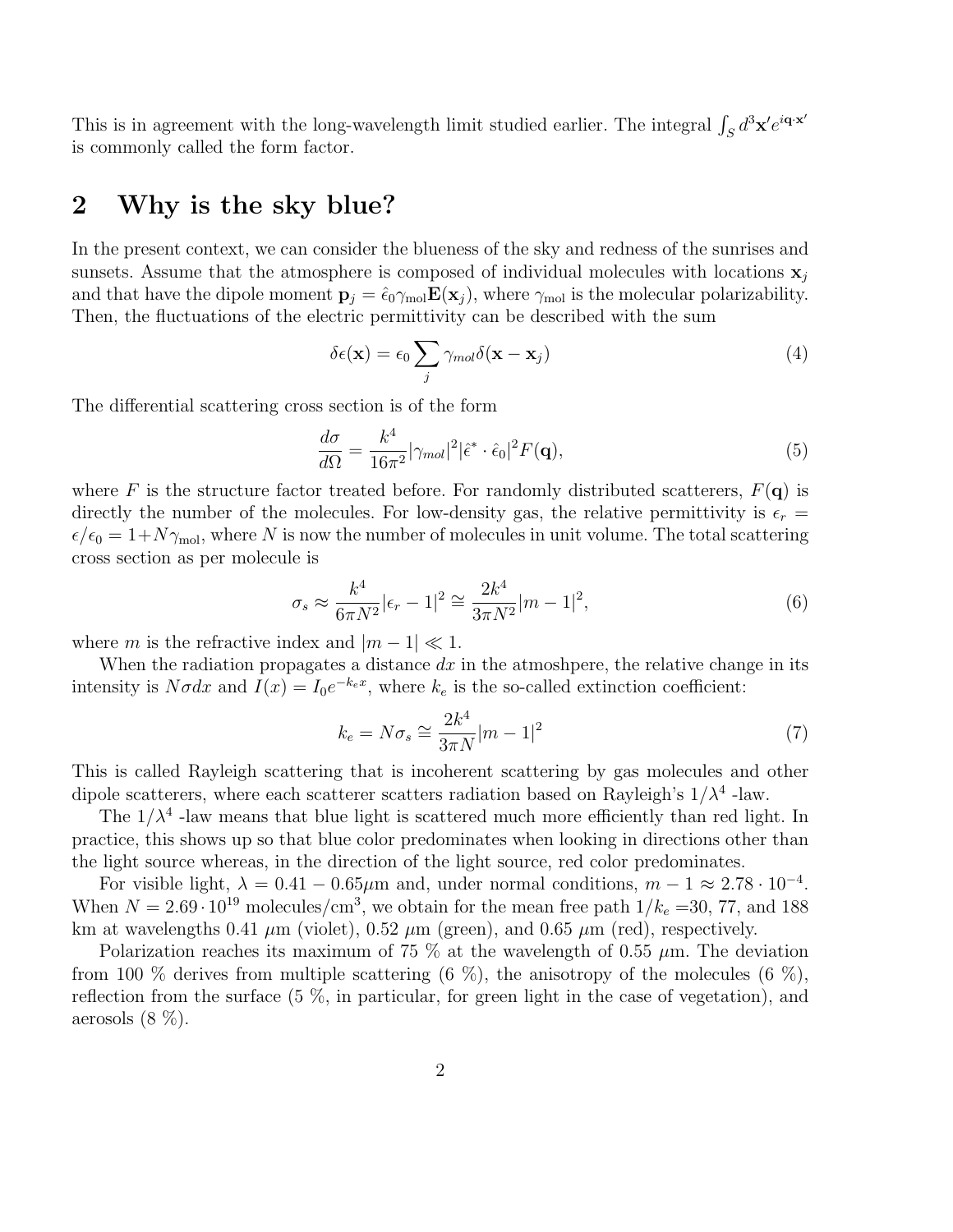This is in agreement with the long-wavelength limit studied earlier. The integral $\int_S d^3\mathbf{x}' e^{i\mathbf{q}\cdot\mathbf{x}'}$ is commonly called the form factor.

## 2 Why is the sky blue?

In the present context, we can consider the blueness of the sky and redness of the sunrises and sunsets. Assume that the atmosphere is composed of individual molecules with locations $\mathbf{x}_j$ and that have the dipole moment $\mathbf{p}_j = \hat{\epsilon}_0 \gamma_{\mathrm{mol}} \mathbf{E}(\mathbf{x}_j)$, where $\gamma_{\mathrm{mol}}$ is the molecular polarizability. Then, the fluctuations of the electric permittivity can be described with the sum

$$\delta\epsilon(\mathbf{x}) = \epsilon_0 \sum_j \gamma_{mol} \delta(\mathbf{x} - \mathbf{x}_j) \tag{4}$$

The differential scattering cross section is of the form

$$\frac{d\sigma}{d\Omega} = \frac{k^4}{16\pi^2} |\gamma_{mol}|^2 |\hat{\epsilon}^* \cdot \hat{\epsilon}_0|^2 F(\mathbf{q}), \tag{5}$$

where $F$ is the structure factor treated before. For randomly distributed scatterers, $F(\mathbf{q})$ is directly the number of the molecules. For low-density gas, the relative permittivity is $\epsilon_r = \epsilon/\epsilon_0 = 1 + N\gamma_{\mathrm{mol}}$, where $N$ is now the number of molecules in unit volume. The total scattering cross section as per molecule is

$$\sigma_s \approx \frac{k^4}{6\pi N^2} |\epsilon_r - 1|^2 \cong \frac{2k^4}{3\pi N^2} |m - 1|^2, \tag{6}$$

where $m$ is the refractive index and $|m - 1| \ll 1$.

When the radiation propagates a distance $dx$ in the atmoshpere, the relative change in its intensity is $N\sigma dx$ and $I(x) = I_0 e^{-k_e x}$, where $k_e$ is the so-called extinction coefficient:

$$k_e = N\sigma_s \cong \frac{2k^4}{3\pi N} |m - 1|^2 \tag{7}$$

This is called Rayleigh scattering that is incoherent scattering by gas molecules and other dipole scatterers, where each scatterer scatters radiation based on Rayleigh's $1/\lambda^4$ -law.

The $1/\lambda^4$ -law means that blue light is scattered much more efficiently than red light. In practice, this shows up so that blue color predominates when looking in directions other than the light source whereas, in the direction of the light source, red color predominates.

For visible light, $\lambda = 0.41 - 0.65 \mu$m and, under normal conditions, $m - 1 \approx 2.78 \cdot 10^{-4}$. When $N = 2.69 \cdot 10^{19}$ molecules/cm$^3$, we obtain for the mean free path $1/k_e$ =30, 77, and 188 km at wavelengths 0.41 $\mu$m (violet), 0.52 $\mu$m (green), and 0.65 $\mu$m (red), respectively.

Polarization reaches its maximum of 75 % at the wavelength of 0.55 $\mu$m. The deviation from 100 % derives from multiple scattering (6 %), the anisotropy of the molecules (6 %), reflection from the surface (5 %, in particular, for green light in the case of vegetation), and aerosols (8 %).